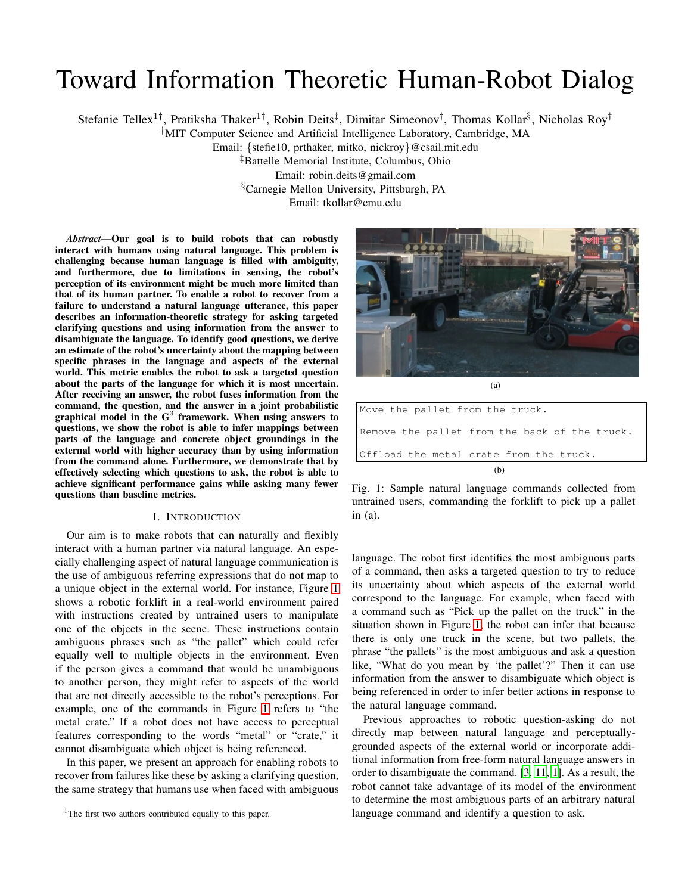# Toward Information Theoretic Human-Robot Dialog

Stefanie Tellex[1†], Pratiksha Thaker[1†], Robin Deits[‡], Dimitar Simeonov[†], Thomas Kollar[§], Nicholas Roy[†]

[†]MIT Computer Science and Artificial Intelligence Laboratory, Cambridge, MA
Email: {stefie10, prthaker, mitko, nickroy}@csail.mit.edu
[‡]Battelle Memorial Institute, Columbus, Ohio
Email: robin.deits@gmail.com
[§]Carnegie Mellon University, Pittsburgh, PA
Email: tkollar@cmu.edu

***Abstract*—Our goal is to build robots that can robustly interact with humans using natural language. This problem is challenging because human language is filled with ambiguity, and furthermore, due to limitations in sensing, the robot's perception of its environment might be much more limited than that of its human partner. To enable a robot to recover from a failure to understand a natural language utterance, this paper describes an information-theoretic strategy for asking targeted clarifying questions and using information from the answer to disambiguate the language. To identify good questions, we derive an estimate of the robot's uncertainty about the mapping between specific phrases in the language and aspects of the external world. This metric enables the robot to ask a targeted question about the parts of the language for which it is most uncertain. After receiving an answer, the robot fuses information from the command, the question, and the answer in a joint probabilistic graphical model in the G$^3$ framework. When using answers to questions, we show the robot is able to infer mappings between parts of the language and concrete object groundings in the external world with higher accuracy than by using information from the command alone. Furthermore, we demonstrate that by effectively selecting which questions to ask, the robot is able to achieve significant performance gains while asking many fewer questions than baseline metrics.**

## I. Introduction

Our aim is to make robots that can naturally and flexibly interact with a human partner via natural language. An especially challenging aspect of natural language communication is the use of ambiguous referring expressions that do not map to a unique object in the external world. For instance, Figure 1 shows a robotic forklift in a real-world environment paired with instructions created by untrained users to manipulate one of the objects in the scene. These instructions contain ambiguous phrases such as "the pallet" which could refer equally well to multiple objects in the environment. Even if the person gives a command that would be unambiguous to another person, they might refer to aspects of the world that are not directly accessible to the robot's perceptions. For example, one of the commands in Figure 1 refers to "the metal crate." If a robot does not have access to perceptual features corresponding to the words "metal" or "crate," it cannot disambiguate which object is being referenced.

In this paper, we present an approach for enabling robots to recover from failures like these by asking a clarifying question, the same strategy that humans use when faced with ambiguous language. The robot first identifies the most ambiguous parts of a command, then asks a targeted question to try to reduce its uncertainty about which aspects of the external world correspond to the language. For example, when faced with a command such as "Pick up the pallet on the truck" in the situation shown in Figure 1, the robot can infer that because there is only one truck in the scene, but two pallets, the phrase "the pallets" is the most ambiguous and ask a question like, "What do you mean by 'the pallet'?" Then it can use information from the answer to disambiguate which object is being referenced in order to infer better actions in response to the natural language command.

(a)

```
Move the pallet from the truck.

Remove the pallet from the back of the truck.

Offload the metal crate from the truck.
```

(b)

Fig. 1: Sample natural language commands collected from untrained users, commanding the forklift to pick up a pallet in (a).

Previous approaches to robotic question-asking do not directly map between natural language and perceptually-grounded aspects of the external world or incorporate additional information from free-form natural language answers in order to disambiguate the command. [3, 11, 1]. As a result, the robot cannot take advantage of its model of the environment to determine the most ambiguous parts of an arbitrary natural language command and identify a question to ask.

[1]The first two authors contributed equally to this paper.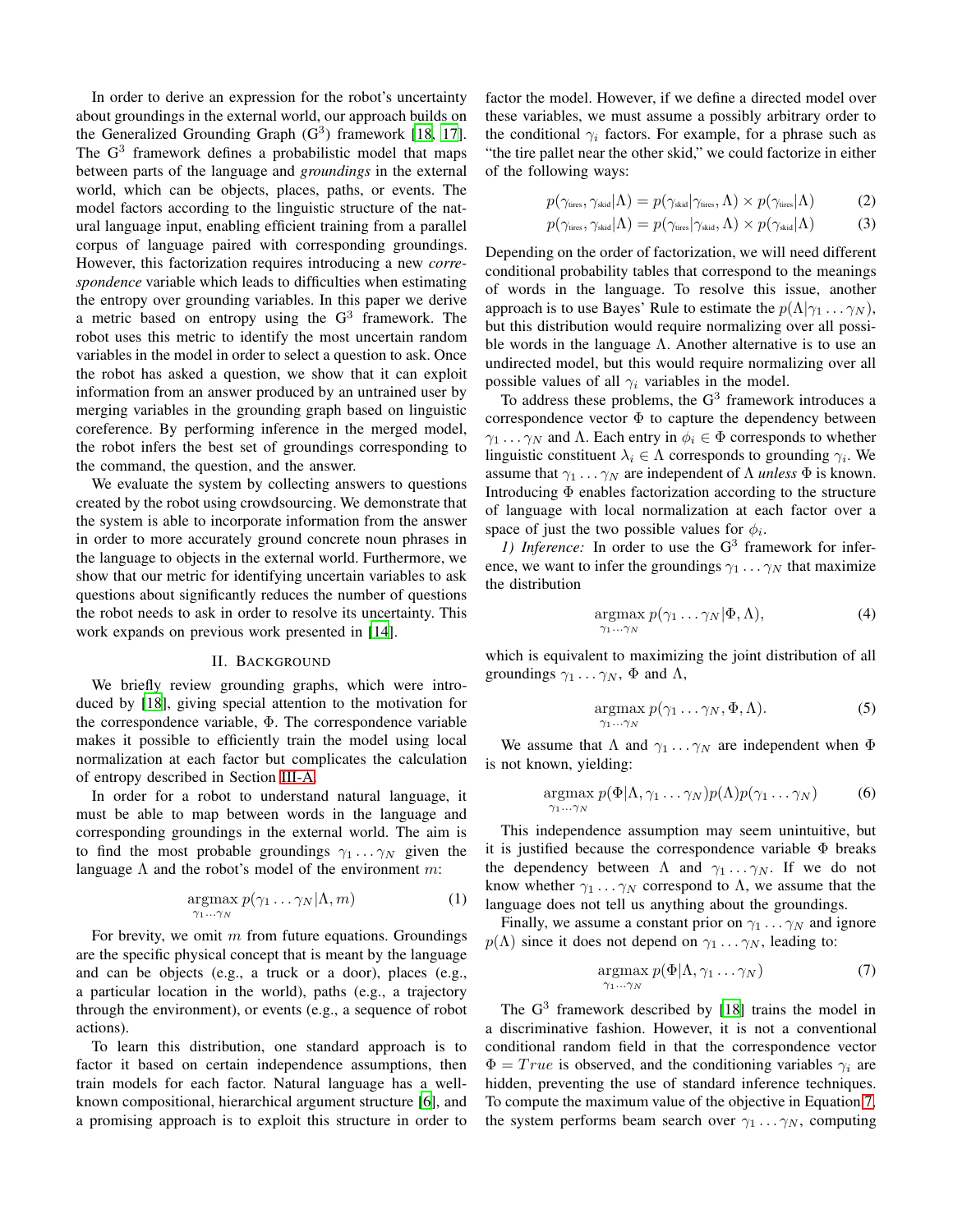In order to derive an expression for the robot's uncertainty about groundings in the external world, our approach builds on the Generalized Grounding Graph ($G^3$) framework [18, 17]. The $G^3$ framework defines a probabilistic model that maps between parts of the language and *groundings* in the external world, which can be objects, places, paths, or events. The model factors according to the linguistic structure of the natural language input, enabling efficient training from a parallel corpus of language paired with corresponding groundings. However, this factorization requires introducing a new *correspondence* variable which leads to difficulties when estimating the entropy over grounding variables. In this paper we derive a metric based on entropy using the $G^3$ framework. The robot uses this metric to identify the most uncertain random variables in the model in order to select a question to ask. Once the robot has asked a question, we show that it can exploit information from an answer produced by an untrained user by merging variables in the grounding graph based on linguistic coreference. By performing inference in the merged model, the robot infers the best set of groundings corresponding to the command, the question, and the answer.

We evaluate the system by collecting answers to questions created by the robot using crowdsourcing. We demonstrate that the system is able to incorporate information from the answer in order to more accurately ground concrete noun phrases in the language to objects in the external world. Furthermore, we show that our metric for identifying uncertain variables to ask questions about significantly reduces the number of questions the robot needs to ask in order to resolve its uncertainty. This work expands on previous work presented in [14].

## II. Background

We briefly review grounding graphs, which were introduced by [18], giving special attention to the motivation for the correspondence variable, $\Phi$. The correspondence variable makes it possible to efficiently train the model using local normalization at each factor but complicates the calculation of entropy described in Section III-A.

In order for a robot to understand natural language, it must be able to map between words in the language and corresponding groundings in the external world. The aim is to find the most probable groundings $\gamma_1 \ldots \gamma_N$ given the language $\Lambda$ and the robot's model of the environment $m$:

$$\underset{\gamma_1 \cdots \gamma_N}{\operatorname{argmax}}\ p(\gamma_1 \ldots \gamma_N | \Lambda, m) \tag{1}$$

For brevity, we omit $m$ from future equations. Groundings are the specific physical concept that is meant by the language and can be objects (e.g., a truck or a door), places (e.g., a particular location in the world), paths (e.g., a trajectory through the environment), or events (e.g., a sequence of robot actions).

To learn this distribution, one standard approach is to factor it based on certain independence assumptions, then train models for each factor. Natural language has a well-known compositional, hierarchical argument structure [6], and a promising approach is to exploit this structure in order to factor the model. However, if we define a directed model over these variables, we must assume a possibly arbitrary order to the conditional $\gamma_i$ factors. For example, for a phrase such as "the tire pallet near the other skid," we could factorize in either of the following ways:

$$p(\gamma_{\text{tires}}, \gamma_{\text{skid}} | \Lambda) = p(\gamma_{\text{skid}} | \gamma_{\text{tires}}, \Lambda) \times p(\gamma_{\text{tires}} | \Lambda) \tag{2}$$

$$p(\gamma_{\text{tires}}, \gamma_{\text{skid}} | \Lambda) = p(\gamma_{\text{tires}} | \gamma_{\text{skid}}, \Lambda) \times p(\gamma_{\text{skid}} | \Lambda) \tag{3}$$

Depending on the order of factorization, we will need different conditional probability tables that correspond to the meanings of words in the language. To resolve this issue, another approach is to use Bayes' Rule to estimate the $p(\Lambda | \gamma_1 \ldots \gamma_N)$, but this distribution would require normalizing over all possible words in the language $\Lambda$. Another alternative is to use an undirected model, but this would require normalizing over all possible values of all $\gamma_i$ variables in the model.

To address these problems, the $G^3$ framework introduces a correspondence vector $\Phi$ to capture the dependency between $\gamma_1 \ldots \gamma_N$ and $\Lambda$. Each entry in $\phi_i \in \Phi$ corresponds to whether linguistic constituent $\lambda_i \in \Lambda$ corresponds to grounding $\gamma_i$. We assume that $\gamma_1 \ldots \gamma_N$ are independent of $\Lambda$ *unless* $\Phi$ is known. Introducing $\Phi$ enables factorization according to the structure of language with local normalization at each factor over a space of just the two possible values for $\phi_i$.

*1) Inference:* In order to use the $G^3$ framework for inference, we want to infer the groundings $\gamma_1 \ldots \gamma_N$ that maximize the distribution

$$\underset{\gamma_1 \cdots \gamma_N}{\operatorname{argmax}}\ p(\gamma_1 \ldots \gamma_N | \Phi, \Lambda), \tag{4}$$

which is equivalent to maximizing the joint distribution of all groundings $\gamma_1 \ldots \gamma_N$, $\Phi$ and $\Lambda$,

$$\underset{\gamma_1 \cdots \gamma_N}{\operatorname{argmax}}\ p(\gamma_1 \ldots \gamma_N, \Phi, \Lambda). \tag{5}$$

We assume that $\Lambda$ and $\gamma_1 \ldots \gamma_N$ are independent when $\Phi$ is not known, yielding:

$$\underset{\gamma_1 \cdots \gamma_N}{\operatorname{argmax}}\ p(\Phi | \Lambda, \gamma_1 \ldots \gamma_N) p(\Lambda) p(\gamma_1 \ldots \gamma_N) \tag{6}$$

This independence assumption may seem unintuitive, but it is justified because the correspondence variable $\Phi$ breaks the dependency between $\Lambda$ and $\gamma_1 \ldots \gamma_N$. If we do not know whether $\gamma_1 \ldots \gamma_N$ correspond to $\Lambda$, we assume that the language does not tell us anything about the groundings.

Finally, we assume a constant prior on $\gamma_1 \ldots \gamma_N$ and ignore $p(\Lambda)$ since it does not depend on $\gamma_1 \ldots \gamma_N$, leading to:

$$\underset{\gamma_1 \cdots \gamma_N}{\operatorname{argmax}}\ p(\Phi | \Lambda, \gamma_1 \ldots \gamma_N) \tag{7}$$

The $G^3$ framework described by [18] trains the model in a discriminative fashion. However, it is not a conventional conditional random field in that the correspondence vector $\Phi = True$ is observed, and the conditioning variables $\gamma_i$ are hidden, preventing the use of standard inference techniques. To compute the maximum value of the objective in Equation 7, the system performs beam search over $\gamma_1 \ldots \gamma_N$, computing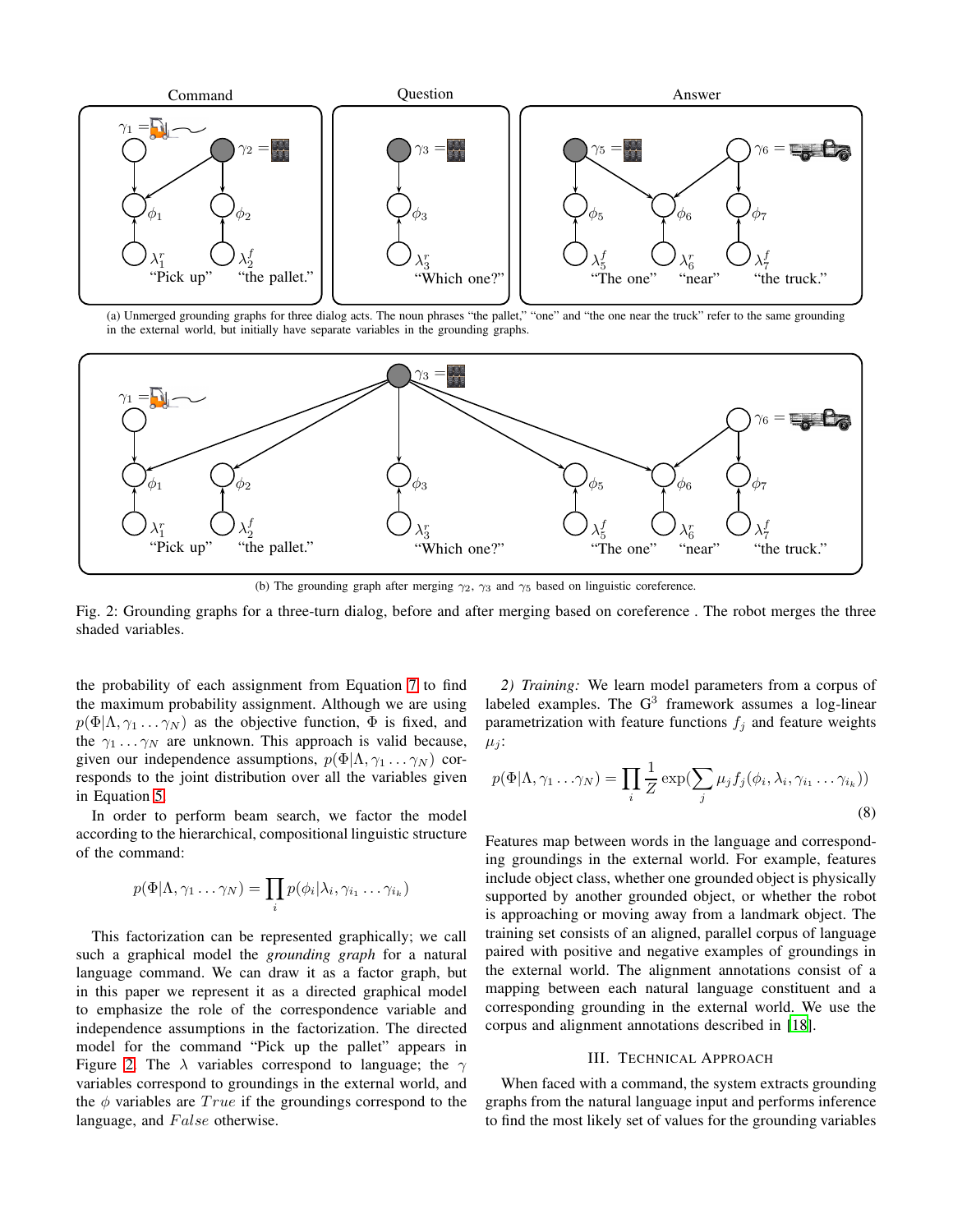Command Question Answer

(a) Unmerged grounding graphs for three dialog acts. The noun phrases "the pallet," "one" and "the one near the truck" refer to the same grounding in the external world, but initially have separate variables in the grounding graphs.

(b) The grounding graph after merging $\gamma_2$, $\gamma_3$ and $\gamma_5$ based on linguistic coreference.

Fig. 2: Grounding graphs for a three-turn dialog, before and after merging based on coreference . The robot merges the three shaded variables.

the probability of each assignment from Equation 7 to find the maximum probability assignment. Although we are using $p(\Phi|\Lambda, \gamma_1 \dots \gamma_N)$ as the objective function, $\Phi$ is fixed, and the $\gamma_1 \dots \gamma_N$ are unknown. This approach is valid because, given our independence assumptions, $p(\Phi|\Lambda, \gamma_1 \dots \gamma_N)$ corresponds to the joint distribution over all the variables given in Equation 5.

In order to perform beam search, we factor the model according to the hierarchical, compositional linguistic structure of the command:

$$p(\Phi|\Lambda, \gamma_1 \dots \gamma_N) = \prod_i p(\phi_i|\lambda_i, \gamma_{i_1} \dots \gamma_{i_k})$$

This factorization can be represented graphically; we call such a graphical model the *grounding graph* for a natural language command. We can draw it as a factor graph, but in this paper we represent it as a directed graphical model to emphasize the role of the correspondence variable and independence assumptions in the factorization. The directed model for the command "Pick up the pallet" appears in Figure 2. The $\lambda$ variables correspond to language; the $\gamma$ variables correspond to groundings in the external world, and the $\phi$ variables are $True$ if the groundings correspond to the language, and $False$ otherwise.

*2) Training:* We learn model parameters from a corpus of labeled examples. The $G^3$ framework assumes a log-linear parametrization with feature functions $f_j$ and feature weights $\mu_j$:

$$p(\Phi|\Lambda, \gamma_1 \dots \gamma_N) = \prod_i \frac{1}{Z} \exp(\sum_j \mu_j f_j(\phi_i, \lambda_i, \gamma_{i_1} \dots \gamma_{i_k})) \tag{8}$$

Features map between words in the language and corresponding groundings in the external world. For example, features include object class, whether one grounded object is physically supported by another grounded object, or whether the robot is approaching or moving away from a landmark object. The training set consists of an aligned, parallel corpus of language paired with positive and negative examples of groundings in the external world. The alignment annotations consist of a mapping between each natural language constituent and a corresponding grounding in the external world. We use the corpus and alignment annotations described in [18].

## III. Technical Approach

When faced with a command, the system extracts grounding graphs from the natural language input and performs inference to find the most likely set of values for the grounding variables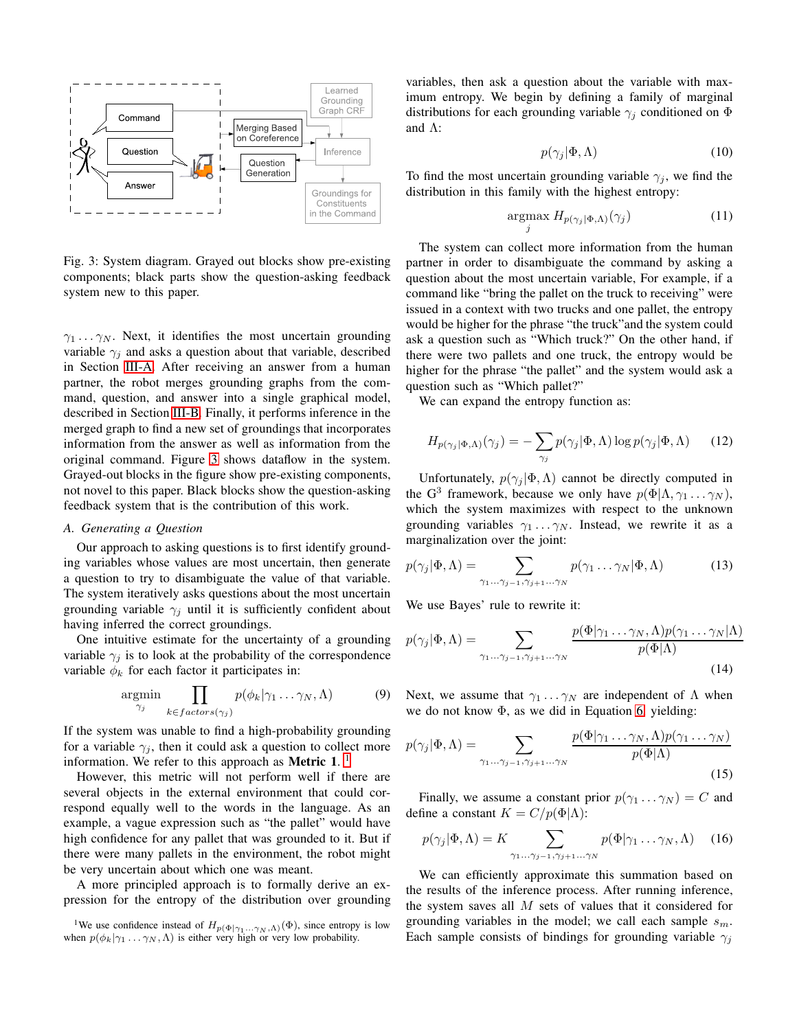Fig. 3: System diagram. Grayed out blocks show pre-existing components; black parts show the question-asking feedback system new to this paper.

$\gamma_1 \ldots \gamma_N$. Next, it identifies the most uncertain grounding variable $\gamma_j$ and asks a question about that variable, described in Section III-A. After receiving an answer from a human partner, the robot merges grounding graphs from the command, question, and answer into a single graphical model, described in Section III-B. Finally, it performs inference in the merged graph to find a new set of groundings that incorporates information from the answer as well as information from the original command. Figure 3 shows dataflow in the system. Grayed-out blocks in the figure show pre-existing components, not novel to this paper. Black blocks show the question-asking feedback system that is the contribution of this work.

### A. Generating a Question

Our approach to asking questions is to first identify grounding variables whose values are most uncertain, then generate a question to try to disambiguate the value of that variable. The system iteratively asks questions about the most uncertain grounding variable $\gamma_j$ until it is sufficiently confident about having inferred the correct groundings.

One intuitive estimate for the uncertainty of a grounding variable $\gamma_j$ is to look at the probability of the correspondence variable $\phi_k$ for each factor it participates in:

$$\underset{\gamma_j}{\operatorname{argmin}} \prod_{k \in factors(\gamma_j)} p(\phi_k|\gamma_1 \ldots \gamma_N, \Lambda) \tag{9}$$

If the system was unable to find a high-probability grounding for a variable $\gamma_j$, then it could ask a question to collect more information. We refer to this approach as **Metric 1**. [1]

However, this metric will not perform well if there are several objects in the external environment that could correspond equally well to the words in the language. As an example, a vague expression such as "the pallet" would have high confidence for any pallet that was grounded to it. But if there were many pallets in the environment, the robot might be very uncertain about which one was meant.

A more principled approach is to formally derive an expression for the entropy of the distribution over grounding variables, then ask a question about the variable with maximum entropy. We begin by defining a family of marginal distributions for each grounding variable $\gamma_j$ conditioned on $\Phi$ and $\Lambda$:

$$p(\gamma_j|\Phi, \Lambda) \tag{10}$$

To find the most uncertain grounding variable $\gamma_j$, we find the distribution in this family with the highest entropy:

$$\underset{j}{\operatorname{argmax}}\, H_{p(\gamma_j|\Phi,\Lambda)}(\gamma_j) \tag{11}$$

The system can collect more information from the human partner in order to disambiguate the command by asking a question about the most uncertain variable, For example, if a command like "bring the pallet on the truck to receiving" were issued in a context with two trucks and one pallet, the entropy would be higher for the phrase "the truck"and the system could ask a question such as "Which truck?" On the other hand, if there were two pallets and one truck, the entropy would be higher for the phrase "the pallet" and the system would ask a question such as "Which pallet?"

We can expand the entropy function as:

$$H_{p(\gamma_j|\Phi,\Lambda)}(\gamma_j) = -\sum_{\gamma_j} p(\gamma_j|\Phi, \Lambda) \log p(\gamma_j|\Phi, \Lambda) \tag{12}$$

Unfortunately, $p(\gamma_j|\Phi, \Lambda)$ cannot be directly computed in the G$^3$ framework, because we only have $p(\Phi|\Lambda, \gamma_1 \ldots \gamma_N)$, which the system maximizes with respect to the unknown grounding variables $\gamma_1 \ldots \gamma_N$. Instead, we rewrite it as a marginalization over the joint:

$$p(\gamma_j|\Phi, \Lambda) = \sum_{\gamma_1 \ldots \gamma_{j-1}, \gamma_{j+1} \ldots \gamma_N} p(\gamma_1 \ldots \gamma_N|\Phi, \Lambda) \tag{13}$$

We use Bayes' rule to rewrite it:

$$p(\gamma_j|\Phi, \Lambda) = \sum_{\gamma_1 \ldots \gamma_{j-1}, \gamma_{j+1} \ldots \gamma_N} \frac{p(\Phi|\gamma_1 \ldots \gamma_N, \Lambda) p(\gamma_1 \ldots \gamma_N|\Lambda)}{p(\Phi|\Lambda)} \tag{14}$$

Next, we assume that $\gamma_1 \ldots \gamma_N$ are independent of $\Lambda$ when we do not know $\Phi$, as we did in Equation 6, yielding:

$$p(\gamma_j|\Phi, \Lambda) = \sum_{\gamma_1 \ldots \gamma_{j-1}, \gamma_{j+1} \ldots \gamma_N} \frac{p(\Phi|\gamma_1 \ldots \gamma_N, \Lambda) p(\gamma_1 \ldots \gamma_N)}{p(\Phi|\Lambda)} \tag{15}$$

Finally, we assume a constant prior $p(\gamma_1 \ldots \gamma_N) = C$ and define a constant $K = C/p(\Phi|\Lambda)$:

$$p(\gamma_j|\Phi, \Lambda) = K \sum_{\gamma_1 \ldots \gamma_{j-1}, \gamma_{j+1} \ldots \gamma_N} p(\Phi|\gamma_1 \ldots \gamma_N, \Lambda) \tag{16}$$

We can efficiently approximate this summation based on the results of the inference process. After running inference, the system saves all $M$ sets of values that it considered for grounding variables in the model; we call each sample $s_m$. Each sample consists of bindings for grounding variable $\gamma_j$

[1] We use confidence instead of $H_{p(\Phi|\gamma_1 \ldots \gamma_N, \Lambda)}(\Phi)$, since entropy is low when $p(\phi_k|\gamma_1 \ldots \gamma_N, \Lambda)$ is either very high or very low probability.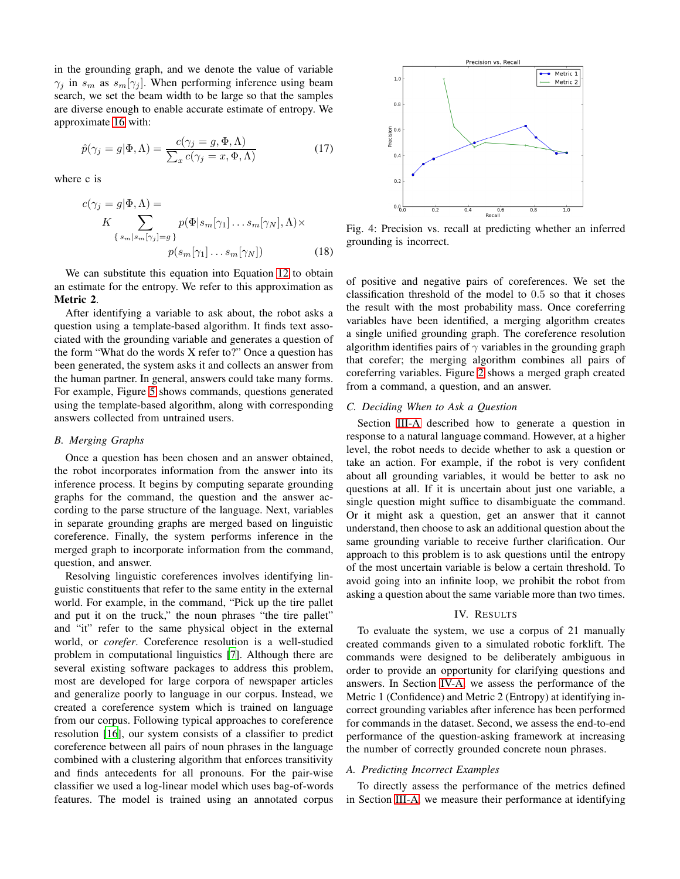in the grounding graph, and we denote the value of variable $\gamma_j$ in $s_m$ as $s_m[\gamma_j]$. When performing inference using beam search, we set the beam width to be large so that the samples are diverse enough to enable accurate estimate of entropy. We approximate 16 with:

$$\hat{p}(\gamma_j = g|\Phi, \Lambda) = \frac{c(\gamma_j = g, \Phi, \Lambda)}{\sum_x c(\gamma_j = x, \Phi, \Lambda)} \quad (17)$$

where c is

$$c(\gamma_j = g|\Phi, \Lambda) = K \sum_{\{s_m | s_m[\gamma_j] = g\}} p(\Phi | s_m[\gamma_1] \dots s_m[\gamma_N], \Lambda) \times p(s_m[\gamma_1] \dots s_m[\gamma_N]) \quad (18)$$

We can substitute this equation into Equation 12 to obtain an estimate for the entropy. We refer to this approximation as **Metric 2**.

After identifying a variable to ask about, the robot asks a question using a template-based algorithm. It finds text associated with the grounding variable and generates a question of the form "What do the words X refer to?" Once a question has been generated, the system asks it and collects an answer from the human partner. In general, answers could take many forms. For example, Figure 5 shows commands, questions generated using the template-based algorithm, along with corresponding answers collected from untrained users.

### B. Merging Graphs

Once a question has been chosen and an answer obtained, the robot incorporates information from the answer into its inference process. It begins by computing separate grounding graphs for the command, the question and the answer according to the parse structure of the language. Next, variables in separate grounding graphs are merged based on linguistic coreference. Finally, the system performs inference in the merged graph to incorporate information from the command, question, and answer.

Resolving linguistic coreferences involves identifying linguistic constituents that refer to the same entity in the external world. For example, in the command, "Pick up the tire pallet and put it on the truck," the noun phrases "the tire pallet" and "it" refer to the same physical object in the external world, or *corefer*. Coreference resolution is a well-studied problem in computational linguistics [7]. Although there are several existing software packages to address this problem, most are developed for large corpora of newspaper articles and generalize poorly to language in our corpus. Instead, we created a coreference system which is trained on language from our corpus. Following typical approaches to coreference resolution [16], our system consists of a classifier to predict coreference between all pairs of noun phrases in the language combined with a clustering algorithm that enforces transitivity and finds antecedents for all pronouns. For the pair-wise classifier we used a log-linear model which uses bag-of-words features. The model is trained using an annotated corpus of positive and negative pairs of coreferences. We set the classification threshold of the model to 0.5 so that it choses the result with the most probability mass. Once coreferring variables have been identified, a merging algorithm creates a single unified grounding graph. The coreference resolution algorithm identifies pairs of $\gamma$ variables in the grounding graph that corefer; the merging algorithm combines all pairs of coreferring variables. Figure 2 shows a merged graph created from a command, a question, and an answer.

Fig. 4: Precision vs. recall at predicting whether an inferred grounding is incorrect.

### C. Deciding When to Ask a Question

Section III-A described how to generate a question in response to a natural language command. However, at a higher level, the robot needs to decide whether to ask a question or take an action. For example, if the robot is very confident about all grounding variables, it would be better to ask no questions at all. If it is uncertain about just one variable, a single question might suffice to disambiguate the command. Or it might ask a question, get an answer that it cannot understand, then choose to ask an additional question about the same grounding variable to receive further clarification. Our approach to this problem is to ask questions until the entropy of the most uncertain variable is below a certain threshold. To avoid going into an infinite loop, we prohibit the robot from asking a question about the same variable more than two times.

## IV. Results

To evaluate the system, we use a corpus of 21 manually created commands given to a simulated robotic forklift. The commands were designed to be deliberately ambiguous in order to provide an opportunity for clarifying questions and answers. In Section IV-A, we assess the performance of the Metric 1 (Confidence) and Metric 2 (Entropy) at identifying incorrect grounding variables after inference has been performed for commands in the dataset. Second, we assess the end-to-end performance of the question-asking framework at increasing the number of correctly grounded concrete noun phrases.

### A. Predicting Incorrect Examples

To directly assess the performance of the metrics defined in Section III-A, we measure their performance at identifying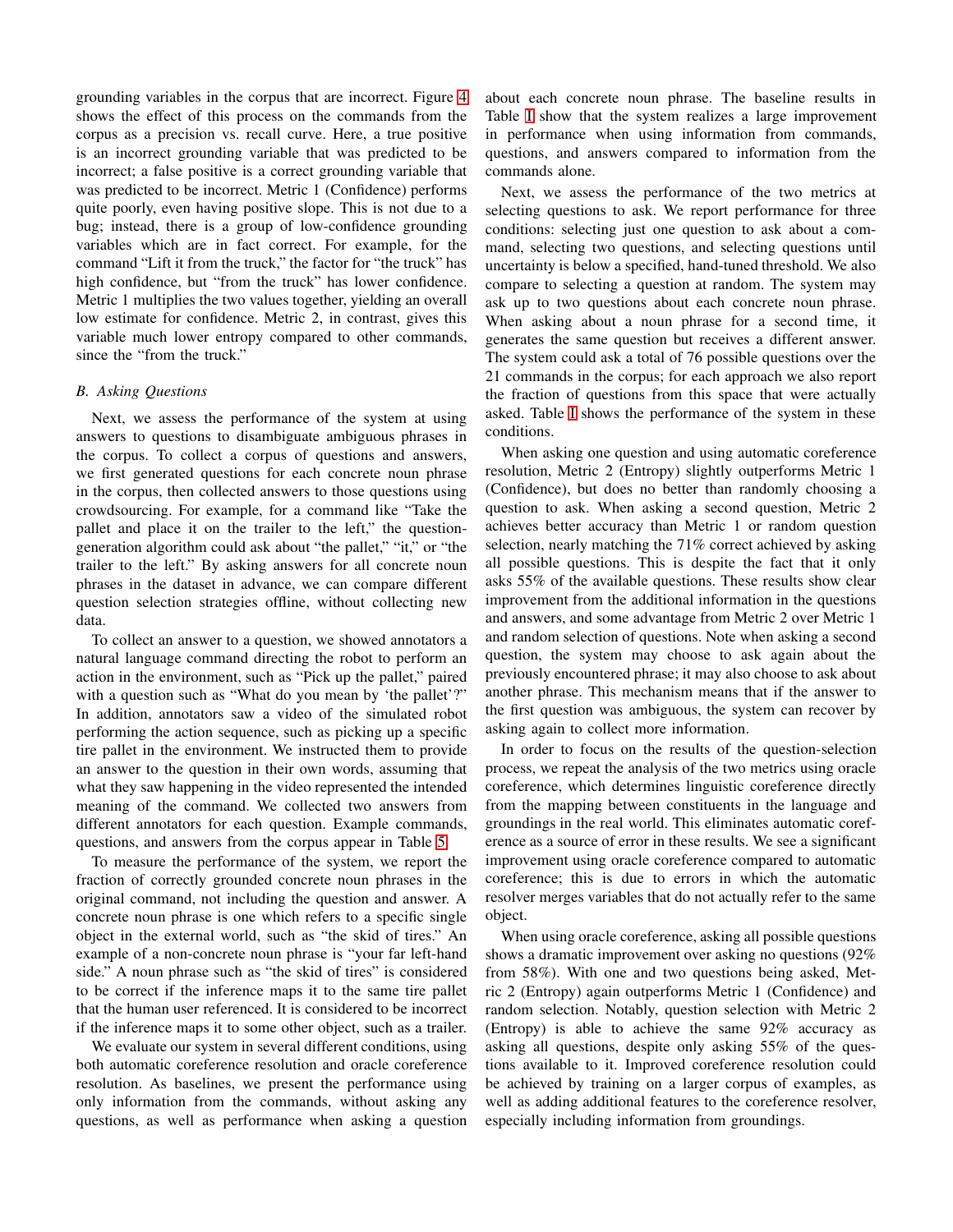grounding variables in the corpus that are incorrect. Figure 4 shows the effect of this process on the commands from the corpus as a precision vs. recall curve. Here, a true positive is an incorrect grounding variable that was predicted to be incorrect; a false positive is a correct grounding variable that was predicted to be incorrect. Metric 1 (Confidence) performs quite poorly, even having positive slope. This is not due to a bug; instead, there is a group of low-confidence grounding variables which are in fact correct. For example, for the command "Lift it from the truck," the factor for "the truck" has high confidence, but "from the truck" has lower confidence. Metric 1 multiplies the two values together, yielding an overall low estimate for confidence. Metric 2, in contrast, gives this variable much lower entropy compared to other commands, since the "from the truck."

### B. Asking Questions

Next, we assess the performance of the system at using answers to questions to disambiguate ambiguous phrases in the corpus. To collect a corpus of questions and answers, we first generated questions for each concrete noun phrase in the corpus, then collected answers to those questions using crowdsourcing. For example, for a command like "Take the pallet and place it on the trailer to the left," the question-generation algorithm could ask about "the pallet," "it," or "the trailer to the left." By asking answers for all concrete noun phrases in the dataset in advance, we can compare different question selection strategies offline, without collecting new data.

To collect an answer to a question, we showed annotators a natural language command directing the robot to perform an action in the environment, such as "Pick up the pallet," paired with a question such as "What do you mean by 'the pallet'?" In addition, annotators saw a video of the simulated robot performing the action sequence, such as picking up a specific tire pallet in the environment. We instructed them to provide an answer to the question in their own words, assuming that what they saw happening in the video represented the intended meaning of the command. We collected two answers from different annotators for each question. Example commands, questions, and answers from the corpus appear in Table 5.

To measure the performance of the system, we report the fraction of correctly grounded concrete noun phrases in the original command, not including the question and answer. A concrete noun phrase is one which refers to a specific single object in the external world, such as "the skid of tires." An example of a non-concrete noun phrase is "your far left-hand side." A noun phrase such as "the skid of tires" is considered to be correct if the inference maps it to the same tire pallet that the human user referenced. It is considered to be incorrect if the inference maps it to some other object, such as a trailer.

We evaluate our system in several different conditions, using both automatic coreference resolution and oracle coreference resolution. As baselines, we present the performance using only information from the commands, without asking any questions, as well as performance when asking a question about each concrete noun phrase. The baseline results in Table I show that the system realizes a large improvement in performance when using information from commands, questions, and answers compared to information from the commands alone.

Next, we assess the performance of the two metrics at selecting questions to ask. We report performance for three conditions: selecting just one question to ask about a command, selecting two questions, and selecting questions until uncertainty is below a specified, hand-tuned threshold. We also compare to selecting a question at random. The system may ask up to two questions about each concrete noun phrase. When asking about a noun phrase for a second time, it generates the same question but receives a different answer. The system could ask a total of 76 possible questions over the 21 commands in the corpus; for each approach we also report the fraction of questions from this space that were actually asked. Table I shows the performance of the system in these conditions.

When asking one question and using automatic coreference resolution, Metric 2 (Entropy) slightly outperforms Metric 1 (Confidence), but does no better than randomly choosing a question to ask. When asking a second question, Metric 2 achieves better accuracy than Metric 1 or random question selection, nearly matching the 71% correct achieved by asking all possible questions. This is despite the fact that it only asks 55% of the available questions. These results show clear improvement from the additional information in the questions and answers, and some advantage from Metric 2 over Metric 1 and random selection of questions. Note when asking a second question, the system may choose to ask again about the previously encountered phrase; it may also choose to ask about another phrase. This mechanism means that if the answer to the first question was ambiguous, the system can recover by asking again to collect more information.

In order to focus on the results of the question-selection process, we repeat the analysis of the two metrics using oracle coreference, which determines linguistic coreference directly from the mapping between constituents in the language and groundings in the real world. This eliminates automatic coreference as a source of error in these results. We see a significant improvement using oracle coreference compared to automatic coreference; this is due to errors in which the automatic resolver merges variables that do not actually refer to the same object.

When using oracle coreference, asking all possible questions shows a dramatic improvement over asking no questions (92% from 58%). With one and two questions being asked, Metric 2 (Entropy) again outperforms Metric 1 (Confidence) and random selection. Notably, question selection with Metric 2 (Entropy) is able to achieve the same 92% accuracy as asking all questions, despite only asking 55% of the questions available to it. Improved coreference resolution could be achieved by training on a larger corpus of examples, as well as adding additional features to the coreference resolver, especially including information from groundings.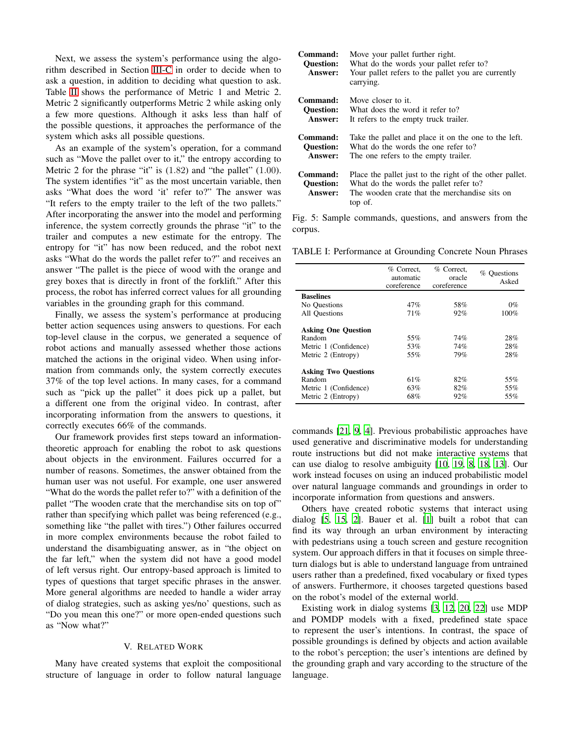Next, we assess the system's performance using the algorithm described in Section III-C in order to decide when to ask a question, in addition to deciding what question to ask. Table II shows the performance of Metric 1 and Metric 2. Metric 2 significantly outperforms Metric 2 while asking only a few more questions. Although it asks less than half of the possible questions, it approaches the performance of the system which asks all possible questions.

As an example of the system's operation, for a command such as "Move the pallet over to it," the entropy according to Metric 2 for the phrase "it" is (1.82) and "the pallet" (1.00). The system identifies "it" as the most uncertain variable, then asks "What does the word 'it' refer to?" The answer was "It refers to the empty trailer to the left of the two pallets." After incorporating the answer into the model and performing inference, the system correctly grounds the phrase "it" to the trailer and computes a new estimate for the entropy. The entropy for "it" has now been reduced, and the robot next asks "What do the words the pallet refer to?" and receives an answer "The pallet is the piece of wood with the orange and grey boxes that is directly in front of the forklift." After this process, the robot has inferred correct values for all grounding variables in the grounding graph for this command.

Finally, we assess the system's performance at producing better action sequences using answers to questions. For each top-level clause in the corpus, we generated a sequence of robot actions and manually assessed whether those actions matched the actions in the original video. When using information from commands only, the system correctly executes 37% of the top level actions. In many cases, for a command such as "pick up the pallet" it does pick up a pallet, but a different one from the original video. In contrast, after incorporating information from the answers to questions, it correctly executes 66% of the commands.

Our framework provides first steps toward an information-theoretic approach for enabling the robot to ask questions about objects in the environment. Failures occurred for a number of reasons. Sometimes, the answer obtained from the human user was not useful. For example, one user answered "What do the words the pallet refer to?" with a definition of the pallet "The wooden crate that the merchandise sits on top of" rather than specifying which pallet was being referenced (e.g., something like "the pallet with tires.") Other failures occurred in more complex environments because the robot failed to understand the disambiguating answer, as in "the object on the far left," when the system did not have a good model of left versus right. Our entropy-based approach is limited to types of questions that target specific phrases in the answer. More general algorithms are needed to handle a wider array of dialog strategies, such as asking yes/no' questions, such as "Do you mean this one?" or more open-ended questions such as "Now what?"

**Command:** Move your pallet further right.
**Question:** What do the words your pallet refer to?
**Answer:** Your pallet refers to the pallet you are currently carrying.

**Command:** Move closer to it.
**Question:** What does the word it refer to?
**Answer:** It refers to the empty truck trailer.

**Command:** Take the pallet and place it on the one to the left.
**Question:** What do the words the one refer to?
**Answer:** The one refers to the empty trailer.

**Command:** Place the pallet just to the right of the other pallet.
**Question:** What do the words the pallet refer to?
**Answer:** The wooden crate that the merchandise sits on top of.

Fig. 5: Sample commands, questions, and answers from the corpus.

TABLE I: Performance at Grounding Concrete Noun Phrases

| | % Correct, automatic coreference | % Correct, oracle coreference | % Questions Asked |
|---|---|---|---|
| **Baselines** | | | |
| No Questions | 47% | 58% | 0% |
| All Questions | 71% | 92% | 100% |
| **Asking One Question** | | | |
| Random | 55% | 74% | 28% |
| Metric 1 (Confidence) | 53% | 74% | 28% |
| Metric 2 (Entropy) | 55% | 79% | 28% |
| **Asking Two Questions** | | | |
| Random | 61% | 82% | 55% |
| Metric 1 (Confidence) | 63% | 82% | 55% |
| Metric 2 (Entropy) | 68% | 92% | 55% |

## V. Related Work

Many have created systems that exploit the compositional structure of language in order to follow natural language commands [21, 9, 4]. Previous probabilistic approaches have used generative and discriminative models for understanding route instructions but did not make interactive systems that can use dialog to resolve ambiguity [10, 19, 8, 18, 13]. Our work instead focuses on using an induced probabilistic model over natural language commands and groundings in order to incorporate information from questions and answers.

Others have created robotic systems that interact using dialog [5, 15, 2]. Bauer et al. [1] built a robot that can find its way through an urban environment by interacting with pedestrians using a touch screen and gesture recognition system. Our approach differs in that it focuses on simple three-turn dialogs but is able to understand language from untrained users rather than a predefined, fixed vocabulary or fixed types of answers. Furthermore, it chooses targeted questions based on the robot's model of the external world.

Existing work in dialog systems [3, 12, 20, 22] use MDP and POMDP models with a fixed, predefined state space to represent the user's intentions. In contrast, the space of possible groundings is defined by objects and action available to the robot's perception; the user's intentions are defined by the grounding graph and vary according to the structure of the language.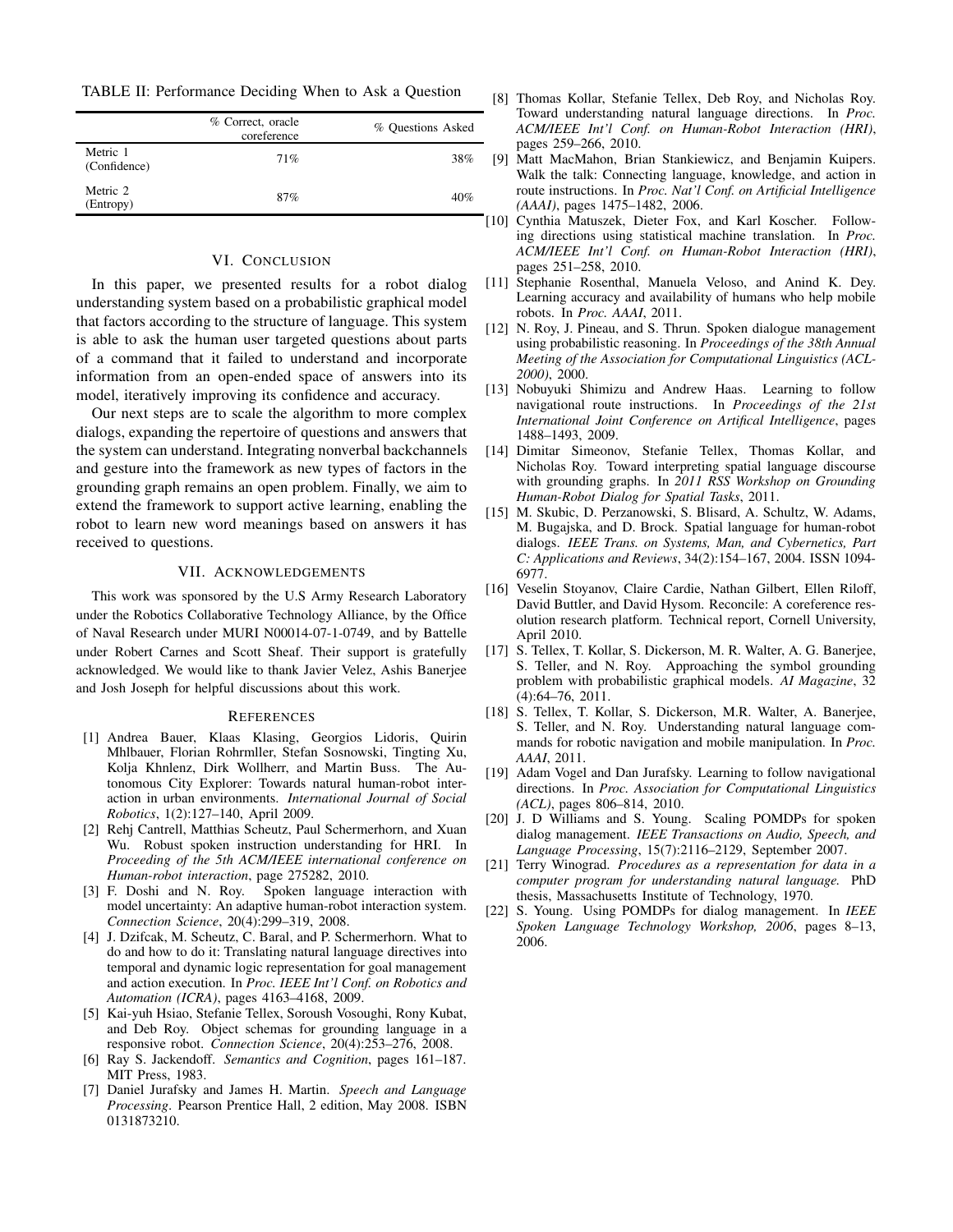TABLE II: Performance Deciding When to Ask a Question

| | % Correct, oracle coreference | % Questions Asked |
|---|---|---|
| Metric 1 (Confidence) | 71% | 38% |
| Metric 2 (Entropy) | 87% | 40% |

## VI. Conclusion

In this paper, we presented results for a robot dialog understanding system based on a probabilistic graphical model that factors according to the structure of language. This system is able to ask the human user targeted questions about parts of a command that it failed to understand and incorporate information from an open-ended space of answers into its model, iteratively improving its confidence and accuracy.

Our next steps are to scale the algorithm to more complex dialogs, expanding the repertoire of questions and answers that the system can understand. Integrating nonverbal backchannels and gesture into the framework as new types of factors in the grounding graph remains an open problem. Finally, we aim to extend the framework to support active learning, enabling the robot to learn new word meanings based on answers it has received to questions.

## VII. Acknowledgements

This work was sponsored by the U.S Army Research Laboratory under the Robotics Collaborative Technology Alliance, by the Office of Naval Research under MURI N00014-07-1-0749, and by Battelle under Robert Carnes and Scott Sheaf. Their support is gratefully acknowledged. We would like to thank Javier Velez, Ashis Banerjee and Josh Joseph for helpful discussions about this work.

## References

[1] Andrea Bauer, Klaas Klasing, Georgios Lidoris, Quirin Mhlbauer, Florian Rohrmller, Stefan Sosnowski, Tingting Xu, Kolja Khnlenz, Dirk Wollherr, and Martin Buss. The Autonomous City Explorer: Towards natural human-robot interaction in urban environments. *International Journal of Social Robotics*, 1(2):127–140, April 2009.

[2] Rehj Cantrell, Matthias Scheutz, Paul Schermerhorn, and Xuan Wu. Robust spoken instruction understanding for HRI. In *Proceeding of the 5th ACM/IEEE international conference on Human-robot interaction*, page 275282, 2010.

[3] F. Doshi and N. Roy. Spoken language interaction with model uncertainty: An adaptive human-robot interaction system. *Connection Science*, 20(4):299–319, 2008.

[4] J. Dzifcak, M. Scheutz, C. Baral, and P. Schermerhorn. What to do and how to do it: Translating natural language directives into temporal and dynamic logic representation for goal management and action execution. In *Proc. IEEE Int'l Conf. on Robotics and Automation (ICRA)*, pages 4163–4168, 2009.

[5] Kai-yuh Hsiao, Stefanie Tellex, Soroush Vosoughi, Rony Kubat, and Deb Roy. Object schemas for grounding language in a responsive robot. *Connection Science*, 20(4):253–276, 2008.

[6] Ray S. Jackendoff. *Semantics and Cognition*, pages 161–187. MIT Press, 1983.

[7] Daniel Jurafsky and James H. Martin. *Speech and Language Processing*. Pearson Prentice Hall, 2 edition, May 2008. ISBN 0131873210.

[8] Thomas Kollar, Stefanie Tellex, Deb Roy, and Nicholas Roy. Toward understanding natural language directions. In *Proc. ACM/IEEE Int'l Conf. on Human-Robot Interaction (HRI)*, pages 259–266, 2010.

[9] Matt MacMahon, Brian Stankiewicz, and Benjamin Kuipers. Walk the talk: Connecting language, knowledge, and action in route instructions. In *Proc. Nat'l Conf. on Artificial Intelligence (AAAI)*, pages 1475–1482, 2006.

[10] Cynthia Matuszek, Dieter Fox, and Karl Koscher. Following directions using statistical machine translation. In *Proc. ACM/IEEE Int'l Conf. on Human-Robot Interaction (HRI)*, pages 251–258, 2010.

[11] Stephanie Rosenthal, Manuela Veloso, and Anind K. Dey. Learning accuracy and availability of humans who help mobile robots. In *Proc. AAAI*, 2011.

[12] N. Roy, J. Pineau, and S. Thrun. Spoken dialogue management using probabilistic reasoning. In *Proceedings of the 38th Annual Meeting of the Association for Computational Linguistics (ACL-2000)*, 2000.

[13] Nobuyuki Shimizu and Andrew Haas. Learning to follow navigational route instructions. In *Proceedings of the 21st International Joint Conference on Artifical Intelligence*, pages 1488–1493, 2009.

[14] Dimitar Simeonov, Stefanie Tellex, Thomas Kollar, and Nicholas Roy. Toward interpreting spatial language discourse with grounding graphs. In *2011 RSS Workshop on Grounding Human-Robot Dialog for Spatial Tasks*, 2011.

[15] M. Skubic, D. Perzanowski, S. Blisard, A. Schultz, W. Adams, M. Bugajska, and D. Brock. Spatial language for human-robot dialogs. *IEEE Trans. on Systems, Man, and Cybernetics, Part C: Applications and Reviews*, 34(2):154–167, 2004. ISSN 1094-6977.

[16] Veselin Stoyanov, Claire Cardie, Nathan Gilbert, Ellen Riloff, David Buttler, and David Hysom. Reconcile: A coreference resolution research platform. Technical report, Cornell University, April 2010.

[17] S. Tellex, T. Kollar, S. Dickerson, M. R. Walter, A. G. Banerjee, S. Teller, and N. Roy. Approaching the symbol grounding problem with probabilistic graphical models. *AI Magazine*, 32 (4):64–76, 2011.

[18] S. Tellex, T. Kollar, S. Dickerson, M.R. Walter, A. Banerjee, S. Teller, and N. Roy. Understanding natural language commands for robotic navigation and mobile manipulation. In *Proc. AAAI*, 2011.

[19] Adam Vogel and Dan Jurafsky. Learning to follow navigational directions. In *Proc. Association for Computational Linguistics (ACL)*, pages 806–814, 2010.

[20] J. D Williams and S. Young. Scaling POMDPs for spoken dialog management. *IEEE Transactions on Audio, Speech, and Language Processing*, 15(7):2116–2129, September 2007.

[21] Terry Winograd. *Procedures as a representation for data in a computer program for understanding natural language.* PhD thesis, Massachusetts Institute of Technology, 1970.

[22] S. Young. Using POMDPs for dialog management. In *IEEE Spoken Language Technology Workshop, 2006*, pages 8–13, 2006.